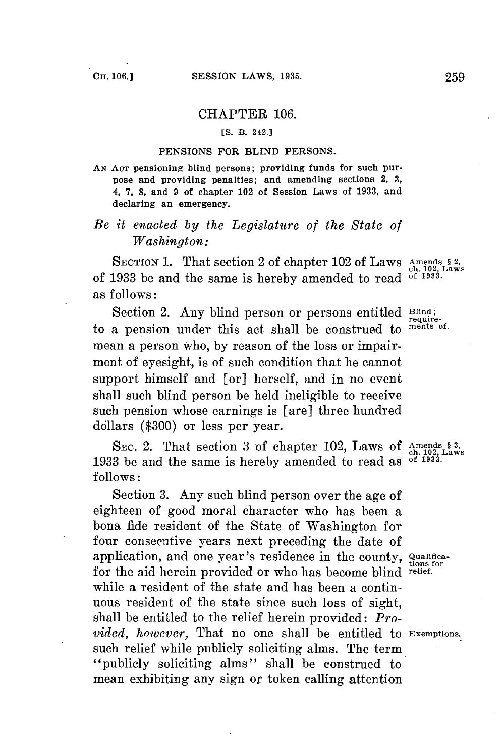# CHAPTER 106.

[S. B. 242.]

## PENSIONS FOR BLIND PERSONS.

AN ACT pensioning blind persons; providing funds for such purpose and providing penalties; and amending sections 2, 3, 4, 7, 8, and 9 of chapter 102 of Session Laws of 1933, and declaring an emergency.

*Be it enacted by the Legislature of the State of Washington:*

SECTION 1. That section 2 of chapter 102 of Laws of 1933 be and the same is hereby amended to read as follows:

Amends § 2, ch. 102, Laws of 1933.

Section 2. Any blind person or persons entitled to a pension under this act shall be construed to mean a person who, by reason of the loss or impairment of eyesight, is of such condition that he cannot support himself and [or] herself, and in no event shall such blind person be held ineligible to receive such pension whose earnings is [are] three hundred dollars ($300) or less per year.

Blind; requirements of.

SEC. 2. That section 3 of chapter 102, Laws of 1933 be and the same is hereby amended to read as follows:

Amends § 3, ch. 102, Laws of 1933.

Section 3. Any such blind person over the age of eighteen of good moral character who has been a bona fide resident of the State of Washington for four consecutive years next preceding the date of application, and one year's residence in the county, for the aid herein provided or who has become blind while a resident of the state and has been a continuous resident of the state since such loss of sight, shall be entitled to the relief herein provided: *Provided, however,* That no one shall be entitled to such relief while publicly soliciting alms. The term "publicly soliciting alms" shall be construed to mean exhibiting any sign or token calling attention

Qualifications for relief.

Exemptions.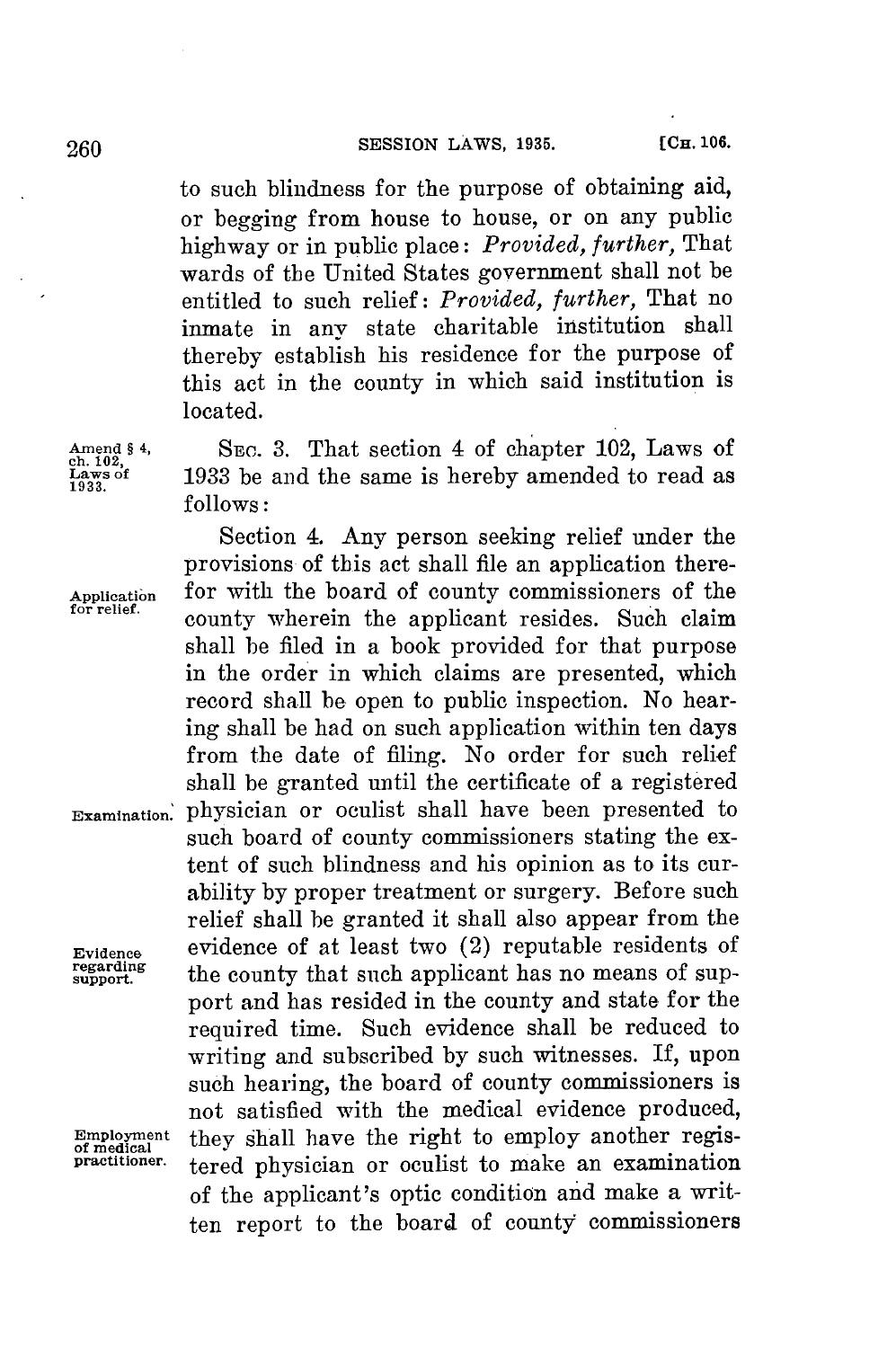to such blindness for the purpose of obtaining aid, or begging from house to house, or on any public highway or in public place: *Provided, further,* That wards of the United States government shall not be entitled to such relief: *Provided, further,* That no inmate in any state charitable institution shall thereby establish his residence for the purpose of this act in the county in which said institution is located.

Amend § 4, ch. 102, Laws of 1933.

SEC. 3. That section 4 of chapter 102, Laws of 1933 be and the same is hereby amended to read as follows:

Application for relief.

Section 4. Any person seeking relief under the provisions of this act shall file an application therefor with the board of county commissioners of the county wherein the applicant resides. Such claim shall be filed in a book provided for that purpose in the order in which claims are presented, which record shall be open to public inspection. No hearing shall be had on such application within ten days from the date of filing. No order for such relief shall be granted until the certificate of a registered physician or oculist shall have been presented to such board of county commissioners stating the extent of such blindness and his opinion as to its curability by proper treatment or surgery. Before such relief shall be granted it shall also appear from the evidence of at least two (2) reputable residents of the county that such applicant has no means of support and has resided in the county and state for the required time. Such evidence shall be reduced to writing and subscribed by such witnesses. If, upon such hearing, the board of county commissioners is not satisfied with the medical evidence produced, they shall have the right to employ another registered physician or oculist to make an examination of the applicant's optic condition and make a written report to the board of county commissioners

Examination.

Evidence regarding support.

Employment of medical practitioner.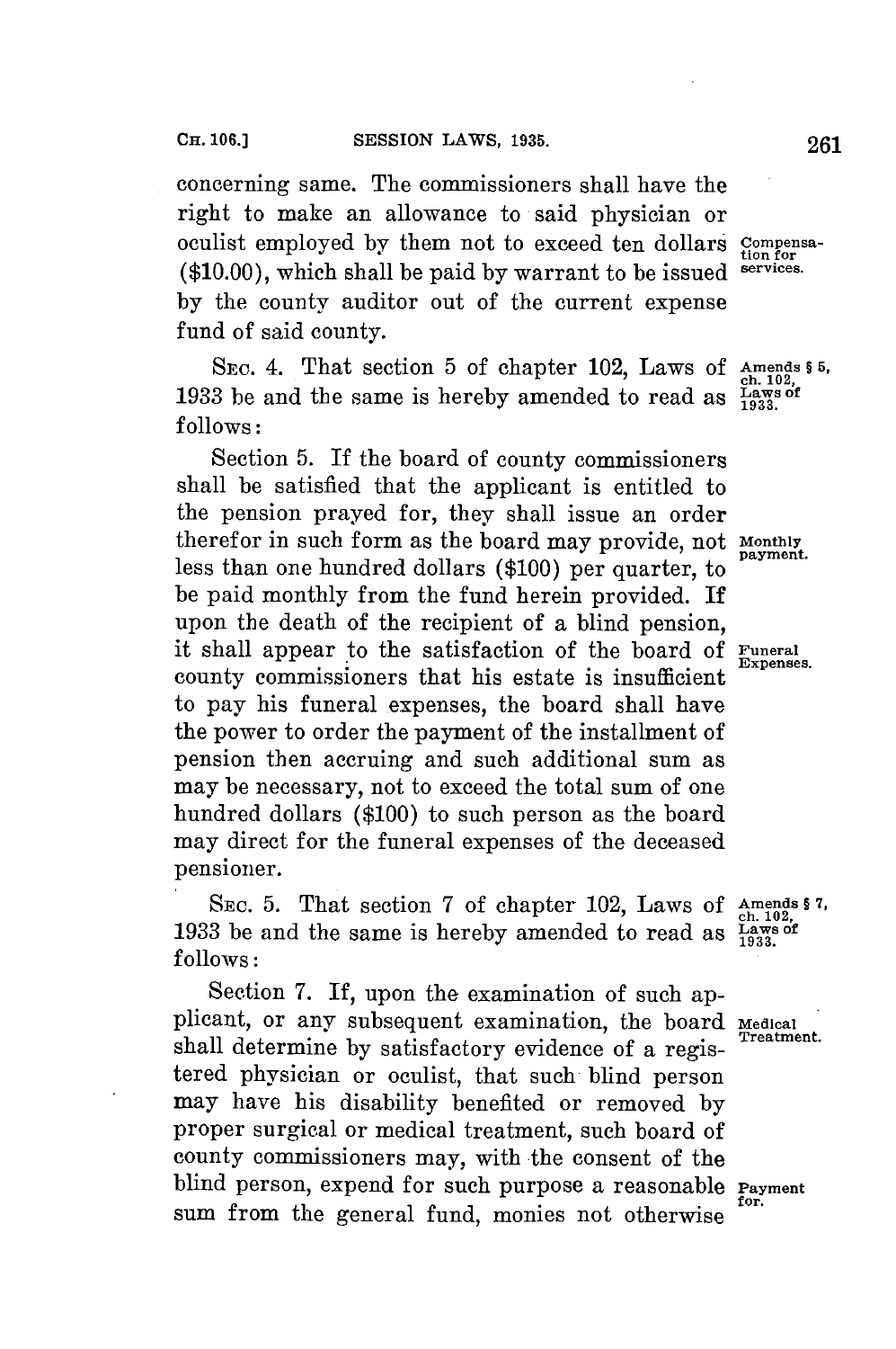concerning same. The commissioners shall have the right to make an allowance to said physician or oculist employed by them not to exceed ten dollars ($10.00), which shall be paid by warrant to be issued by the county auditor out of the current expense fund of said county.

*Compensation for services.*

SEC. 4. That section 5 of chapter 102, Laws of 1933 be and the same is hereby amended to read as follows:

*Amends § 5, ch. 102, Laws of 1933.*

Section 5. If the board of county commissioners shall be satisfied that the applicant is entitled to the pension prayed for, they shall issue an order therefor in such form as the board may provide, not less than one hundred dollars ($100) per quarter, to be paid monthly from the fund herein provided. If upon the death of the recipient of a blind pension, it shall appear to the satisfaction of the board of county commissioners that his estate is insufficient to pay his funeral expenses, the board shall have the power to order the payment of the installment of pension then accruing and such additional sum as may be necessary, not to exceed the total sum of one hundred dollars ($100) to such person as the board may direct for the funeral expenses of the deceased pensioner.

*Monthly payment.*

*Funeral Expenses.*

SEC. 5. That section 7 of chapter 102, Laws of 1933 be and the same is hereby amended to read as follows:

*Amends § 7, ch. 102, Laws of 1933.*

Section 7. If, upon the examination of such applicant, or any subsequent examination, the board shall determine by satisfactory evidence of a registered physician or oculist, that such blind person may have his disability benefited or removed by proper surgical or medical treatment, such board of county commissioners may, with the consent of the blind person, expend for such purpose a reasonable sum from the general fund, monies not otherwise

*Medical Treatment.*

*Payment for.*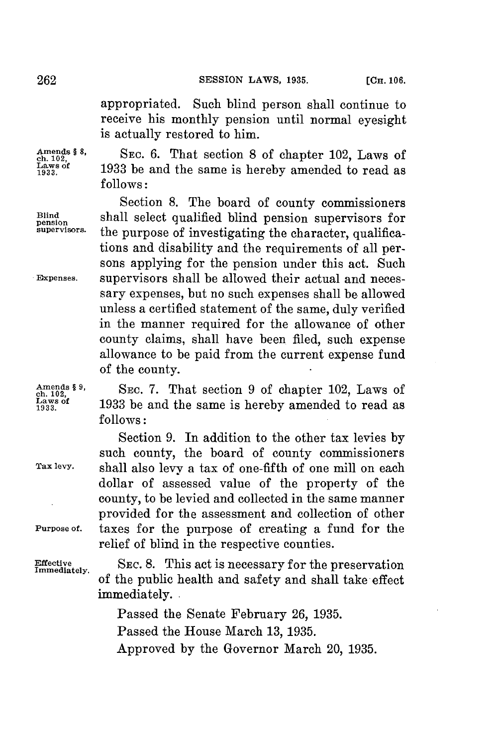appropriated. Such blind person shall continue to receive his monthly pension until normal eyesight is actually restored to him.

Amends § 8, ch. 102, Laws of 1933.

SEC. 6. That section 8 of chapter 102, Laws of 1933 be and the same is hereby amended to read as follows:

Blind pension supervisors.

Section 8. The board of county commissioners shall select qualified blind pension supervisors for the purpose of investigating the character, qualifications and disability and the requirements of all persons applying for the pension under this act. Such supervisors shall be allowed their actual and necessary expenses, but no such expenses shall be allowed unless a certified statement of the same, duly verified in the manner required for the allowance of other county claims, shall have been filed, such expense allowance to be paid from the current expense fund of the county.

Expenses.

Amends § 9, ch. 102, Laws of 1933.

SEC. 7. That section 9 of chapter 102, Laws of 1933 be and the same is hereby amended to read as follows:

Tax levy.

Section 9. In addition to the other tax levies by such county, the board of county commissioners shall also levy a tax of one-fifth of one mill on each dollar of assessed value of the property of the county, to be levied and collected in the same manner provided for the assessment and collection of other taxes for the purpose of creating a fund for the relief of blind in the respective counties.

Purpose of.

Effective immediately.

SEC. 8. This act is necessary for the preservation of the public health and safety and shall take effect immediately.

Passed the Senate February 26, 1935.

Passed the House March 13, 1935.

Approved by the Governor March 20, 1935.